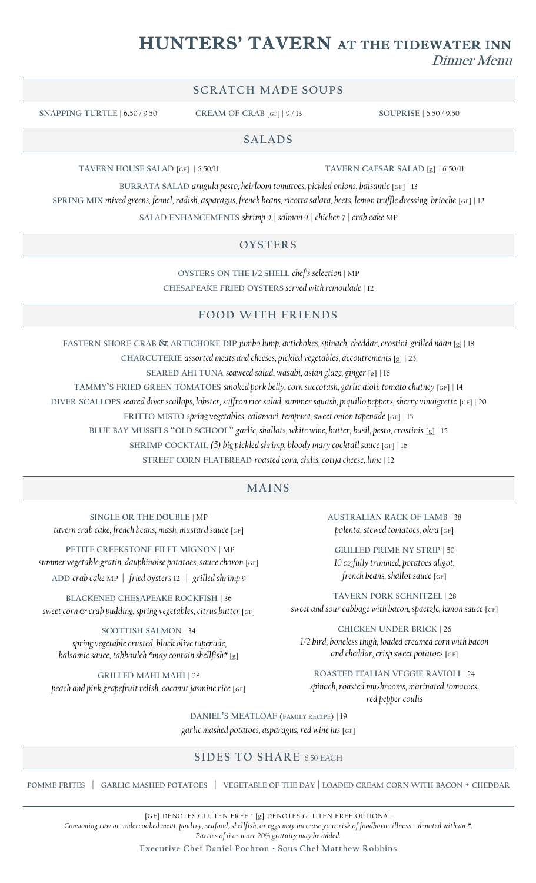# HUNTERS' TAVERN AT THE TIDEWATER INN

*Dinner Menu*

## SCRATCH MADE SOUPS

**SNAPPING TURTLE** | 6.50 / 9.50

**CREAM OF CRAB** [GF] | 9 / 13

**SOUPRISE** | 6.50 / 9.50

## SALADS

**TAVERN HOUSE SALAD** [GF] | 6.50/11

**TAVERN CAESAR SALAD** [g] | 6.50/11

**BURRATA SALAD** *arugula pesto, heirloom tomatoes, pickled onions, balsamic* [GF] | 13

**SPRING MIX** *mixed greens, fennel, radish, asparagus, french beans, ricotta salata, beets, lemon truffle dressing, brioche* [GF] | 12

**SALAD ENHANCEMENTS** *shrimp* 9 | *salmon* 9 | *chicken* 7 | *crab cake* MP

## OYSTERS

**OYSTERS ON THE 1/2 SHELL** *chef's selection* | MP

**CHESAPEAKE FRIED OYSTERS** *served with remoulade* | 12

## FOOD WITH FRIENDS

**EASTERN SHORE CRAB & ARTICHOKE DIP** *jumbo lump, artichokes, spinach, cheddar, crostini, grilled naan* [g] | 18

**CHARCUTERIE** *assorted meats and cheeses, pickled vegetables, accoutrements* [g] | 23

**SEARED AHI TUNA** *seaweed salad, wasabi, asian glaze, ginger* [g] | 16

**TAMMY'S FRIED GREEN TOMATOES** *smoked pork belly, corn succotash, garlic aioli, tomato chutney* [GF] | 14

**DIVER SCALLOPS** *seared diver scallops, lobster, saffron rice salad, summer squash, piquillo peppers, sherry vinaigrette* [GF] | 20

**FRITTO MISTO** *spring vegetables, calamari, tempura, sweet onion tapenade* [GF] | 15

**BLUE BAY MUSSELS "OLD SCHOOL"** *garlic, shallots, white wine, butter, basil, pesto, crostinis* [g] | 15

**SHRIMP COCKTAIL** *(5) big pickled shrimp, bloody mary cocktail sauce* [GF] | 16

**STREET CORN FLATBREAD** *roasted corn, chilis, cotija cheese, lime* | 12

## MAINS

**SINGLE OR THE DOUBLE** | MP
*tavern crab cake, french beans, mash, mustard sauce* [GF]

**PETITE CREEKSTONE FILET MIGNON** | MP
*summer vegetable gratin, dauphinoise potatoes, sauce choron* [GF]
ADD *crab cake* MP | *fried oysters* 12 | *grilled shrimp* 9

**BLACKENED CHESAPEAKE ROCKFISH** | 36
*sweet corn & crab pudding, spring vegetables, citrus butter* [GF]

**SCOTTISH SALMON** | 34
*spring vegetable crusted, black olive tapenade, balsamic sauce, tabbouleh \*may contain shellfish\** [g]

**GRILLED MAHI MAHI** | 28
*peach and pink grapefruit relish, coconut jasmine rice* [GF]

**AUSTRALIAN RACK OF LAMB** | 38
*polenta, stewed tomatoes, okra* [GF]

**GRILLED PRIME NY STRIP** | 50
*10 oz fully trimmed, potatoes aligot, french beans, shallot sauce* [GF]

**TAVERN PORK SCHNITZEL** | 28
*sweet and sour cabbage with bacon, spaetzle, lemon sauce* [GF]

**CHICKEN UNDER BRICK** | 26
*1/2 bird, boneless thigh, loaded creamed corn with bacon and cheddar, crisp sweet potatoes* [GF]

**ROASTED ITALIAN VEGGIE RAVIOLI** | 24
*spinach, roasted mushrooms, marinated tomatoes, red pepper coulis*

**DANIEL'S MEATLOAF** (FAMILY RECIPE) | 19
*garlic mashed potatoes, asparagus, red wine jus* [GF]

## SIDES TO SHARE 6.50 EACH

POMME FRITES | GARLIC MASHED POTATOES | VEGETABLE OF THE DAY | LOADED CREAM CORN WITH BACON + CHEDDAR

[GF] DENOTES GLUTEN FREE · [g] DENOTES GLUTEN FREE OPTIONAL

*Consuming raw or undercooked meat, poultry, seafood, shellfish, or eggs may increase your risk of foodborne illness - denoted with an \*.*

*Parties of 6 or more 20% gratuity may be added.*

Executive Chef Daniel Pochron · Sous Chef Matthew Robbins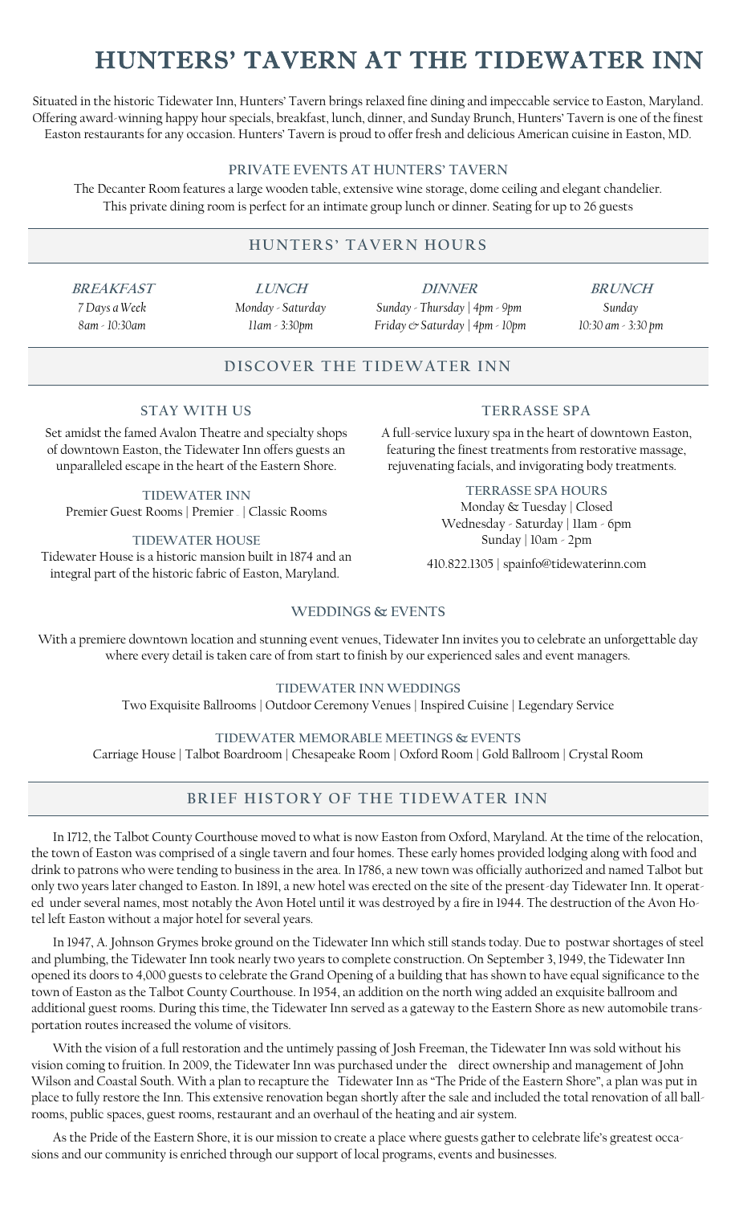# HUNTERS' TAVERN AT THE TIDEWATER INN

Situated in the historic Tidewater Inn, Hunters' Tavern brings relaxed fine dining and impeccable service to Easton, Maryland. Offering award-winning happy hour specials, breakfast, lunch, dinner, and Sunday Brunch, Hunters' Tavern is one of the finest Easton restaurants for any occasion. Hunters' Tavern is proud to offer fresh and delicious American cuisine in Easton, MD.

### PRIVATE EVENTS AT HUNTERS' TAVERN

The Decanter Room features a large wooden table, extensive wine storage, dome ceiling and elegant chandelier. This private dining room is perfect for an intimate group lunch or dinner. Seating for up to 26 guests

## HUNTERS' TAVERN HOURS

**BREAKFAST**
*7 Days a Week*
*8am - 10:30am*

**LUNCH**
*Monday - Saturday*
*11am - 3:30pm*

**DINNER**
*Sunday - Thursday | 4pm - 9pm*
*Friday & Saturday | 4pm - 10pm*

**BRUNCH**
*Sunday*
*10:30 am - 3:30 pm*

## DISCOVER THE TIDEWATER INN

### STAY WITH US

Set amidst the famed Avalon Theatre and specialty shops of downtown Easton, the Tidewater Inn offers guests an unparalleled escape in the heart of the Eastern Shore.

#### TIDEWATER INN

Premier Guest Rooms | Premier _ | Classic Rooms

#### TIDEWATER HOUSE

Tidewater House is a historic mansion built in 1874 and an integral part of the historic fabric of Easton, Maryland.

### TERRASSE SPA

A full-service luxury spa in the heart of downtown Easton, featuring the finest treatments from restorative massage, rejuvenating facials, and invigorating body treatments.

#### TERRASSE SPA HOURS

Monday & Tuesday | Closed
Wednesday - Saturday | 11am - 6pm
Sunday | 10am - 2pm

410.822.1305 | spainfo@tidewaterinn.com

### WEDDINGS & EVENTS

With a premiere downtown location and stunning event venues, Tidewater Inn invites you to celebrate an unforgettable day where every detail is taken care of from start to finish by our experienced sales and event managers.

#### TIDEWATER INN WEDDINGS

Two Exquisite Ballrooms | Outdoor Ceremony Venues | Inspired Cuisine | Legendary Service

#### TIDEWATER MEMORABLE MEETINGS & EVENTS

Carriage House | Talbot Boardroom | Chesapeake Room | Oxford Room | Gold Ballroom | Crystal Room

## BRIEF HISTORY OF THE TIDEWATER INN

In 1712, the Talbot County Courthouse moved to what is now Easton from Oxford, Maryland. At the time of the relocation, the town of Easton was comprised of a single tavern and four homes. These early homes provided lodging along with food and drink to patrons who were tending to business in the area. In 1786, a new town was officially authorized and named Talbot but only two years later changed to Easton. In 1891, a new hotel was erected on the site of the present-day Tidewater Inn. It operated under several names, most notably the Avon Hotel until it was destroyed by a fire in 1944. The destruction of the Avon Hotel left Easton without a major hotel for several years.

In 1947, A. Johnson Grymes broke ground on the Tidewater Inn which still stands today. Due to postwar shortages of steel and plumbing, the Tidewater Inn took nearly two years to complete construction. On September 3, 1949, the Tidewater Inn opened its doors to 4,000 guests to celebrate the Grand Opening of a building that has shown to have equal significance to the town of Easton as the Talbot County Courthouse. In 1954, an addition on the north wing added an exquisite ballroom and additional guest rooms. During this time, the Tidewater Inn served as a gateway to the Eastern Shore as new automobile transportation routes increased the volume of visitors.

With the vision of a full restoration and the untimely passing of Josh Freeman, the Tidewater Inn was sold without his vision coming to fruition. In 2009, the Tidewater Inn was purchased under the direct ownership and management of John Wilson and Coastal South. With a plan to recapture the Tidewater Inn as "The Pride of the Eastern Shore", a plan was put in place to fully restore the Inn. This extensive renovation began shortly after the sale and included the total renovation of all ballrooms, public spaces, guest rooms, restaurant and an overhaul of the heating and air system.

As the Pride of the Eastern Shore, it is our mission to create a place where guests gather to celebrate life's greatest occasions and our community is enriched through our support of local programs, events and businesses.